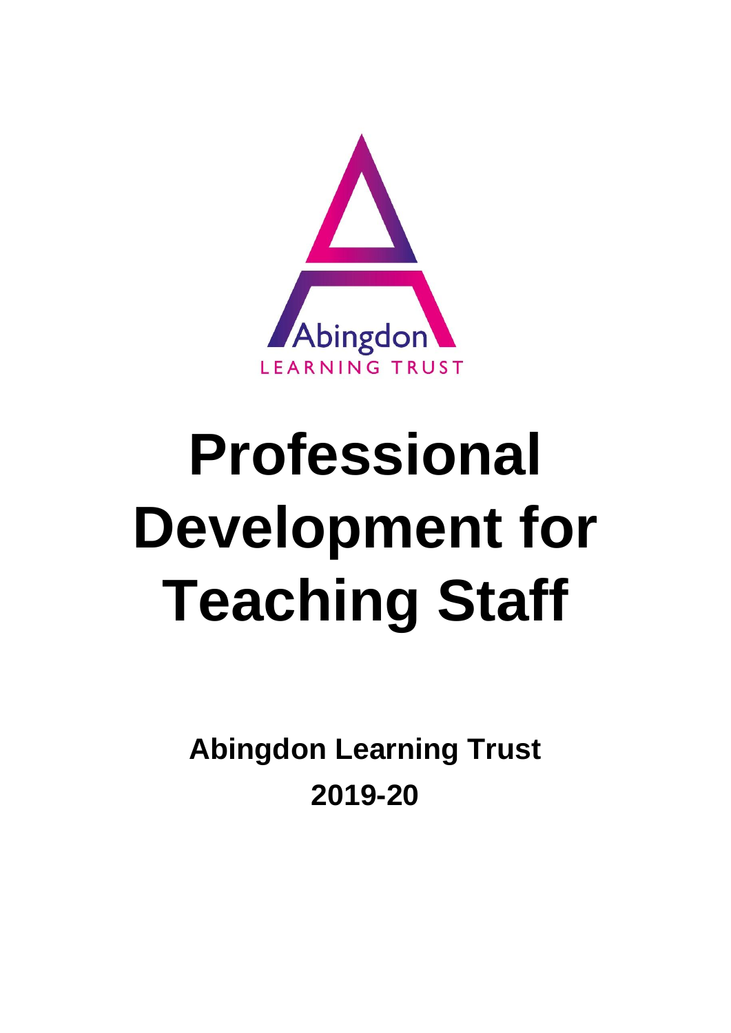Abingdon

LEARNING TRUST

# Professional Development for Teaching Staff

**Abingdon Learning Trust**

**2019-20**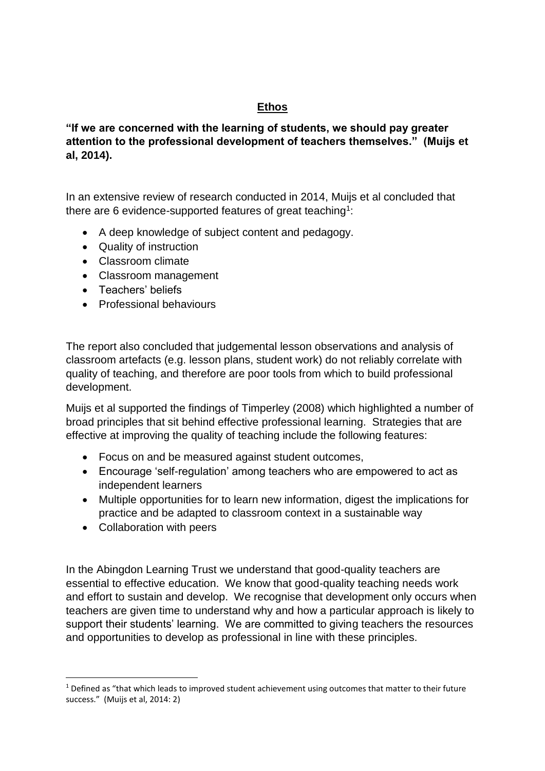## Ethos

**"If we are concerned with the learning of students, we should pay greater attention to the professional development of teachers themselves." (Muijs et al, 2014).**

In an extensive review of research conducted in 2014, Muijs et al concluded that there are 6 evidence-supported features of great teaching[1]:

- A deep knowledge of subject content and pedagogy.
- Quality of instruction
- Classroom climate
- Classroom management
- Teachers' beliefs
- Professional behaviours

The report also concluded that judgemental lesson observations and analysis of classroom artefacts (e.g. lesson plans, student work) do not reliably correlate with quality of teaching, and therefore are poor tools from which to build professional development.

Muijs et al supported the findings of Timperley (2008) which highlighted a number of broad principles that sit behind effective professional learning. Strategies that are effective at improving the quality of teaching include the following features:

- Focus on and be measured against student outcomes,
- Encourage 'self-regulation' among teachers who are empowered to act as independent learners
- Multiple opportunities for to learn new information, digest the implications for practice and be adapted to classroom context in a sustainable way
- Collaboration with peers

In the Abingdon Learning Trust we understand that good-quality teachers are essential to effective education. We know that good-quality teaching needs work and effort to sustain and develop. We recognise that development only occurs when teachers are given time to understand why and how a particular approach is likely to support their students' learning. We are committed to giving teachers the resources and opportunities to develop as professional in line with these principles.

[1] Defined as "that which leads to improved student achievement using outcomes that matter to their future success." (Muijs et al, 2014: 2)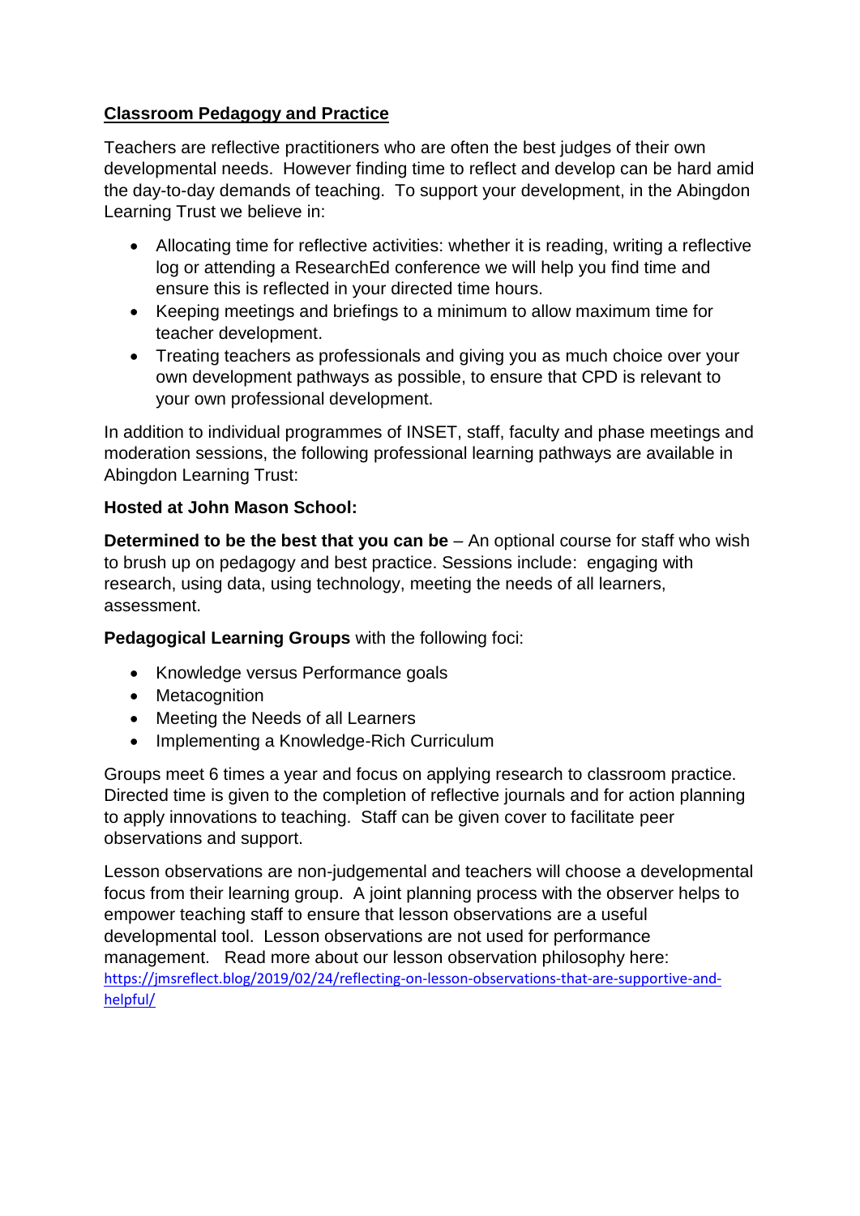## Classroom Pedagogy and Practice

Teachers are reflective practitioners who are often the best judges of their own developmental needs. However finding time to reflect and develop can be hard amid the day-to-day demands of teaching. To support your development, in the Abingdon Learning Trust we believe in:

- Allocating time for reflective activities: whether it is reading, writing a reflective log or attending a ResearchEd conference we will help you find time and ensure this is reflected in your directed time hours.
- Keeping meetings and briefings to a minimum to allow maximum time for teacher development.
- Treating teachers as professionals and giving you as much choice over your own development pathways as possible, to ensure that CPD is relevant to your own professional development.

In addition to individual programmes of INSET, staff, faculty and phase meetings and moderation sessions, the following professional learning pathways are available in Abingdon Learning Trust:

**Hosted at John Mason School:**

**Determined to be the best that you can be** – An optional course for staff who wish to brush up on pedagogy and best practice. Sessions include: engaging with research, using data, using technology, meeting the needs of all learners, assessment.

**Pedagogical Learning Groups** with the following foci:

- Knowledge versus Performance goals
- Metacognition
- Meeting the Needs of all Learners
- Implementing a Knowledge-Rich Curriculum

Groups meet 6 times a year and focus on applying research to classroom practice. Directed time is given to the completion of reflective journals and for action planning to apply innovations to teaching. Staff can be given cover to facilitate peer observations and support.

Lesson observations are non-judgemental and teachers will choose a developmental focus from their learning group. A joint planning process with the observer helps to empower teaching staff to ensure that lesson observations are a useful developmental tool. Lesson observations are not used for performance management. Read more about our lesson observation philosophy here: https://jmsreflect.blog/2019/02/24/reflecting-on-lesson-observations-that-are-supportive-and-helpful/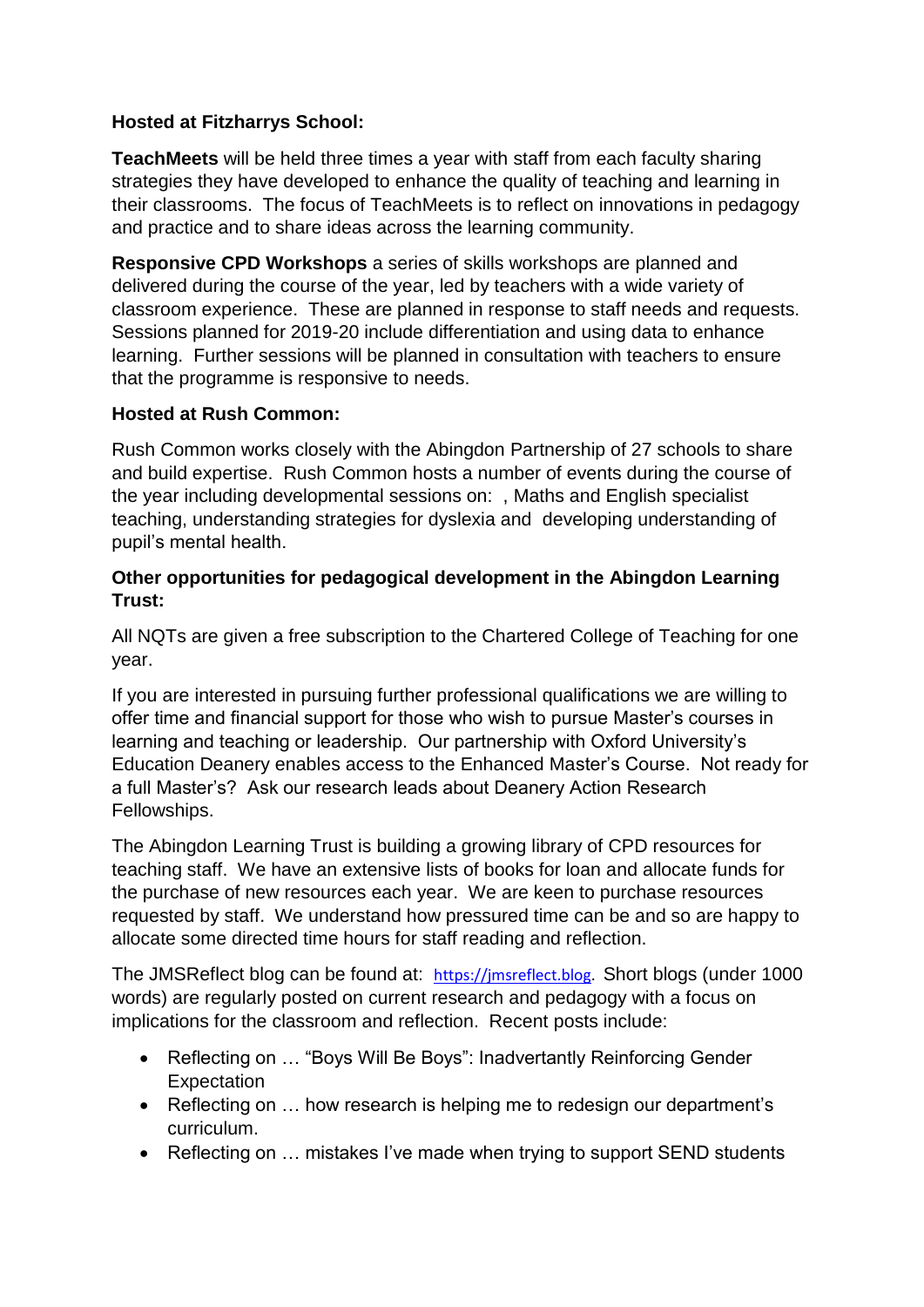**Hosted at Fitzharrys School:**

**TeachMeets** will be held three times a year with staff from each faculty sharing strategies they have developed to enhance the quality of teaching and learning in their classrooms. The focus of TeachMeets is to reflect on innovations in pedagogy and practice and to share ideas across the learning community.

**Responsive CPD Workshops** a series of skills workshops are planned and delivered during the course of the year, led by teachers with a wide variety of classroom experience. These are planned in response to staff needs and requests. Sessions planned for 2019-20 include differentiation and using data to enhance learning. Further sessions will be planned in consultation with teachers to ensure that the programme is responsive to needs.

**Hosted at Rush Common:**

Rush Common works closely with the Abingdon Partnership of 27 schools to share and build expertise. Rush Common hosts a number of events during the course of the year including developmental sessions on: , Maths and English specialist teaching, understanding strategies for dyslexia and developing understanding of pupil's mental health.

**Other opportunities for pedagogical development in the Abingdon Learning Trust:**

All NQTs are given a free subscription to the Chartered College of Teaching for one year.

If you are interested in pursuing further professional qualifications we are willing to offer time and financial support for those who wish to pursue Master's courses in learning and teaching or leadership. Our partnership with Oxford University's Education Deanery enables access to the Enhanced Master's Course. Not ready for a full Master's? Ask our research leads about Deanery Action Research Fellowships.

The Abingdon Learning Trust is building a growing library of CPD resources for teaching staff. We have an extensive lists of books for loan and allocate funds for the purchase of new resources each year. We are keen to purchase resources requested by staff. We understand how pressured time can be and so are happy to allocate some directed time hours for staff reading and reflection.

The JMSReflect blog can be found at: https://jmsreflect.blog. Short blogs (under 1000 words) are regularly posted on current research and pedagogy with a focus on implications for the classroom and reflection. Recent posts include:

- Reflecting on … "Boys Will Be Boys": Inadvertantly Reinforcing Gender Expectation
- Reflecting on … how research is helping me to redesign our department's curriculum.
- Reflecting on … mistakes I've made when trying to support SEND students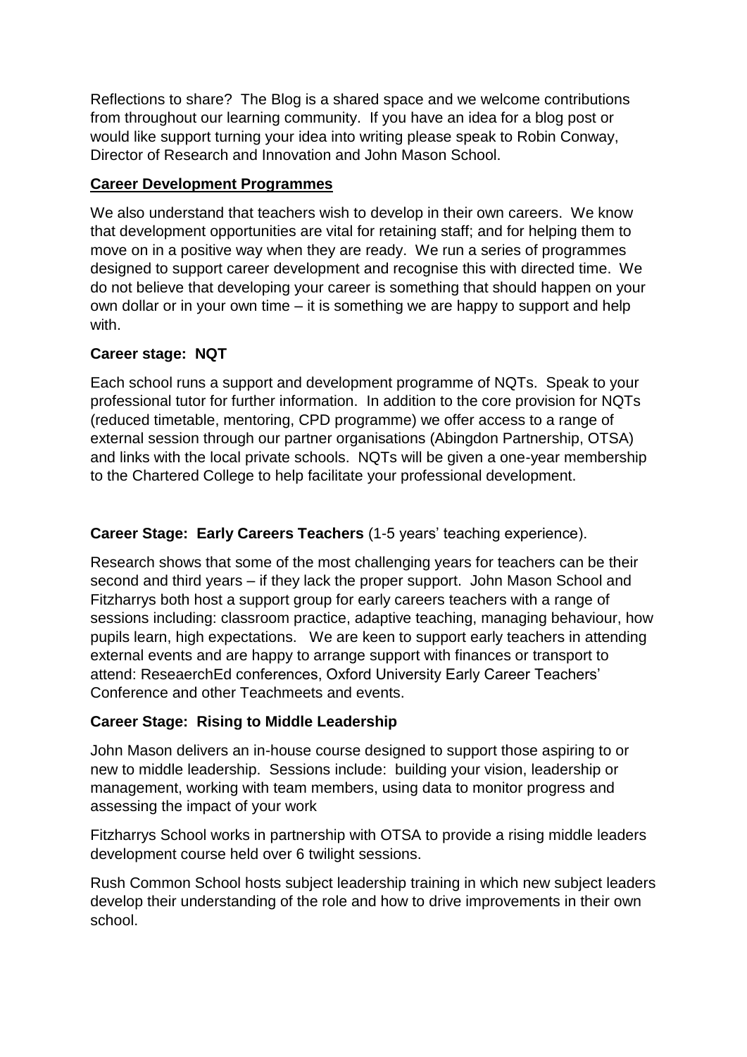Reflections to share? The Blog is a shared space and we welcome contributions from throughout our learning community. If you have an idea for a blog post or would like support turning your idea into writing please speak to Robin Conway, Director of Research and Innovation and John Mason School.

## Career Development Programmes

We also understand that teachers wish to develop in their own careers. We know that development opportunities are vital for retaining staff; and for helping them to move on in a positive way when they are ready. We run a series of programmes designed to support career development and recognise this with directed time. We do not believe that developing your career is something that should happen on your own dollar or in your own time – it is something we are happy to support and help with.

### Career stage: NQT

Each school runs a support and development programme of NQTs. Speak to your professional tutor for further information. In addition to the core provision for NQTs (reduced timetable, mentoring, CPD programme) we offer access to a range of external session through our partner organisations (Abingdon Partnership, OTSA) and links with the local private schools. NQTs will be given a one-year membership to the Chartered College to help facilitate your professional development.

### Career Stage: Early Careers Teachers (1-5 years' teaching experience).

Research shows that some of the most challenging years for teachers can be their second and third years – if they lack the proper support. John Mason School and Fitzharrys both host a support group for early careers teachers with a range of sessions including: classroom practice, adaptive teaching, managing behaviour, how pupils learn, high expectations. We are keen to support early teachers in attending external events and are happy to arrange support with finances or transport to attend: ReseaerchEd conferences, Oxford University Early Career Teachers' Conference and other Teachmeets and events.

### Career Stage: Rising to Middle Leadership

John Mason delivers an in-house course designed to support those aspiring to or new to middle leadership. Sessions include: building your vision, leadership or management, working with team members, using data to monitor progress and assessing the impact of your work

Fitzharrys School works in partnership with OTSA to provide a rising middle leaders development course held over 6 twilight sessions.

Rush Common School hosts subject leadership training in which new subject leaders develop their understanding of the role and how to drive improvements in their own school.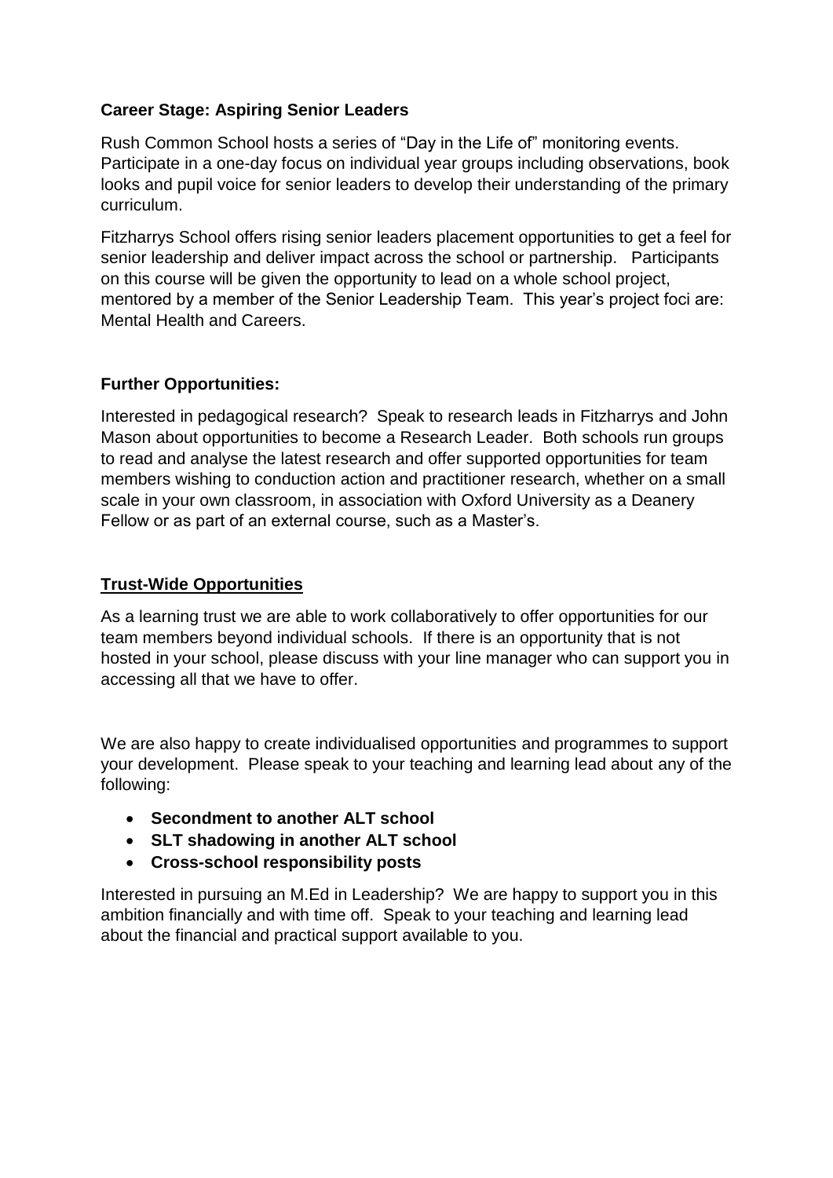**Career Stage: Aspiring Senior Leaders**

Rush Common School hosts a series of "Day in the Life of" monitoring events. Participate in a one-day focus on individual year groups including observations, book looks and pupil voice for senior leaders to develop their understanding of the primary curriculum.

Fitzharrys School offers rising senior leaders placement opportunities to get a feel for senior leadership and deliver impact across the school or partnership. Participants on this course will be given the opportunity to lead on a whole school project, mentored by a member of the Senior Leadership Team. This year's project foci are: Mental Health and Careers.

**Further Opportunities:**

Interested in pedagogical research? Speak to research leads in Fitzharrys and John Mason about opportunities to become a Research Leader. Both schools run groups to read and analyse the latest research and offer supported opportunities for team members wishing to conduction action and practitioner research, whether on a small scale in your own classroom, in association with Oxford University as a Deanery Fellow or as part of an external course, such as a Master's.

## Trust-Wide Opportunities

As a learning trust we are able to work collaboratively to offer opportunities for our team members beyond individual schools. If there is an opportunity that is not hosted in your school, please discuss with your line manager who can support you in accessing all that we have to offer.

We are also happy to create individualised opportunities and programmes to support your development. Please speak to your teaching and learning lead about any of the following:

- **Secondment to another ALT school**
- **SLT shadowing in another ALT school**
- **Cross-school responsibility posts**

Interested in pursuing an M.Ed in Leadership? We are happy to support you in this ambition financially and with time off. Speak to your teaching and learning lead about the financial and practical support available to you.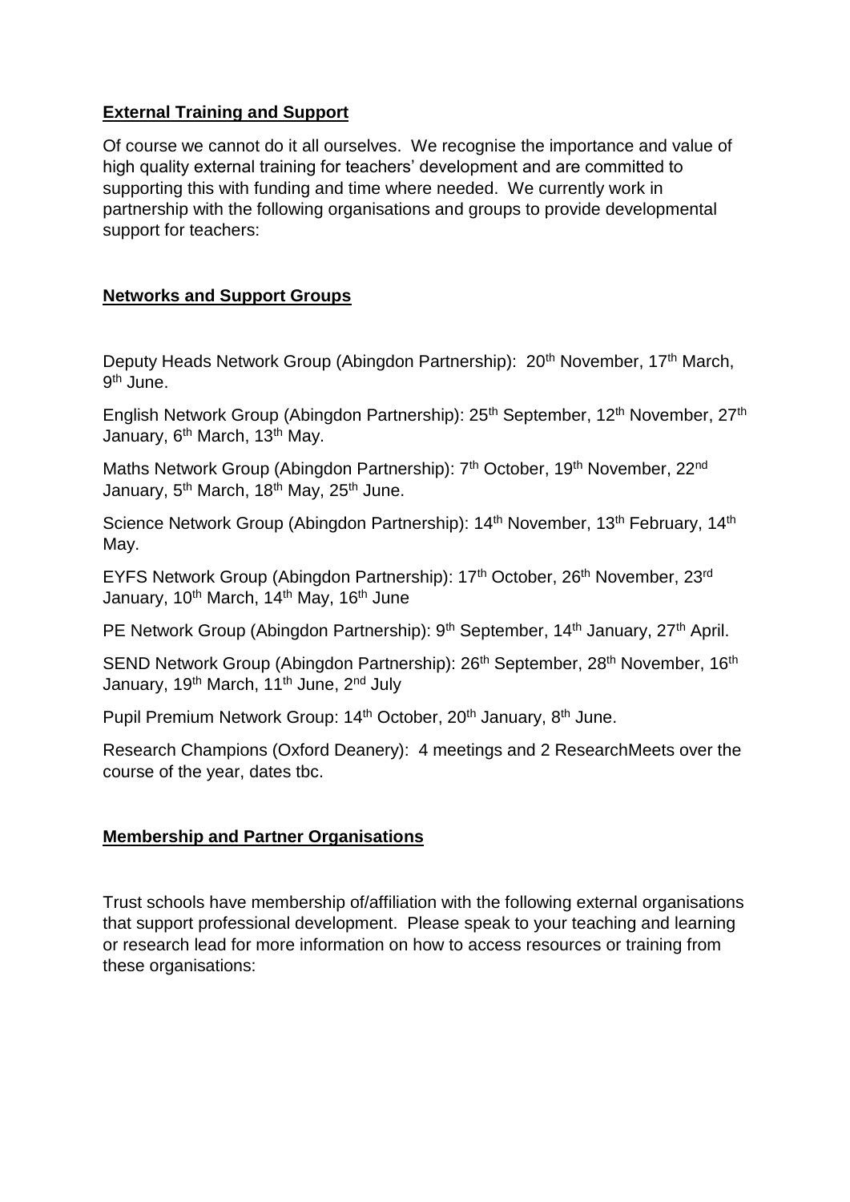## External Training and Support

Of course we cannot do it all ourselves. We recognise the importance and value of high quality external training for teachers' development and are committed to supporting this with funding and time where needed. We currently work in partnership with the following organisations and groups to provide developmental support for teachers:

## Networks and Support Groups

Deputy Heads Network Group (Abingdon Partnership): 20th November, 17th March, 9th June.

English Network Group (Abingdon Partnership): 25th September, 12th November, 27th January, 6th March, 13th May.

Maths Network Group (Abingdon Partnership): 7th October, 19th November, 22nd January, 5th March, 18th May, 25th June.

Science Network Group (Abingdon Partnership): 14th November, 13th February, 14th May.

EYFS Network Group (Abingdon Partnership): 17th October, 26th November, 23rd January, 10th March, 14th May, 16th June

PE Network Group (Abingdon Partnership): 9th September, 14th January, 27th April.

SEND Network Group (Abingdon Partnership): 26th September, 28th November, 16th January, 19th March, 11th June, 2nd July

Pupil Premium Network Group: 14th October, 20th January, 8th June.

Research Champions (Oxford Deanery): 4 meetings and 2 ResearchMeets over the course of the year, dates tbc.

## Membership and Partner Organisations

Trust schools have membership of/affiliation with the following external organisations that support professional development. Please speak to your teaching and learning or research lead for more information on how to access resources or training from these organisations: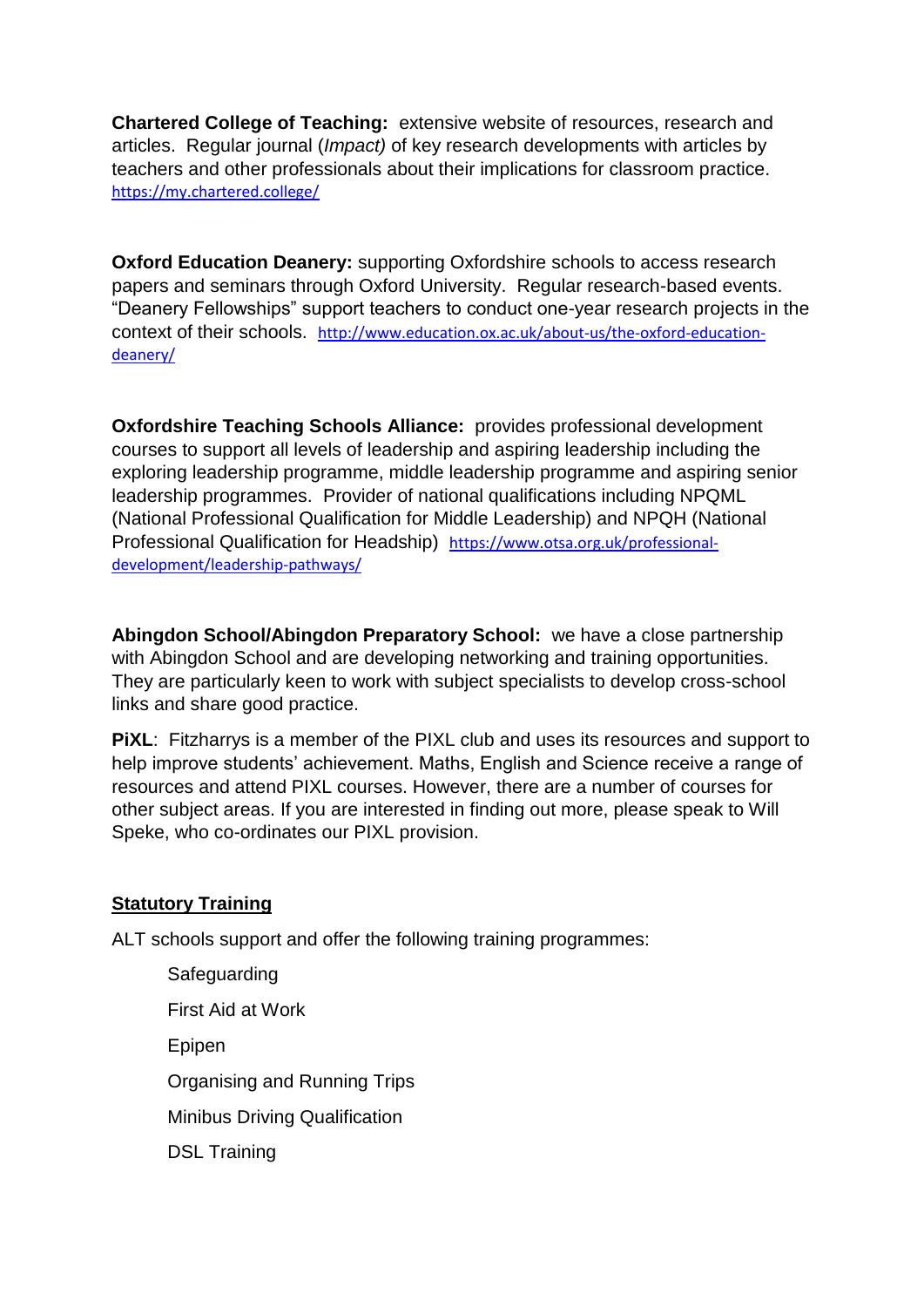**Chartered College of Teaching:** extensive website of resources, research and articles. Regular journal (*Impact)* of key research developments with articles by teachers and other professionals about their implications for classroom practice. https://my.chartered.college/

**Oxford Education Deanery:** supporting Oxfordshire schools to access research papers and seminars through Oxford University. Regular research-based events. "Deanery Fellowships" support teachers to conduct one-year research projects in the context of their schools. http://www.education.ox.ac.uk/about-us/the-oxford-education-deanery/

**Oxfordshire Teaching Schools Alliance:** provides professional development courses to support all levels of leadership and aspiring leadership including the exploring leadership programme, middle leadership programme and aspiring senior leadership programmes. Provider of national qualifications including NPQML (National Professional Qualification for Middle Leadership) and NPQH (National Professional Qualification for Headship) https://www.otsa.org.uk/professional-development/leadership-pathways/

**Abingdon School/Abingdon Preparatory School:** we have a close partnership with Abingdon School and are developing networking and training opportunities. They are particularly keen to work with subject specialists to develop cross-school links and share good practice.

**PiXL**: Fitzharrys is a member of the PIXL club and uses its resources and support to help improve students' achievement. Maths, English and Science receive a range of resources and attend PIXL courses. However, there are a number of courses for other subject areas. If you are interested in finding out more, please speak to Will Speke, who co-ordinates our PIXL provision.

## Statutory Training

ALT schools support and offer the following training programmes:

- Safeguarding
- First Aid at Work
- Epipen
- Organising and Running Trips
- Minibus Driving Qualification
- DSL Training